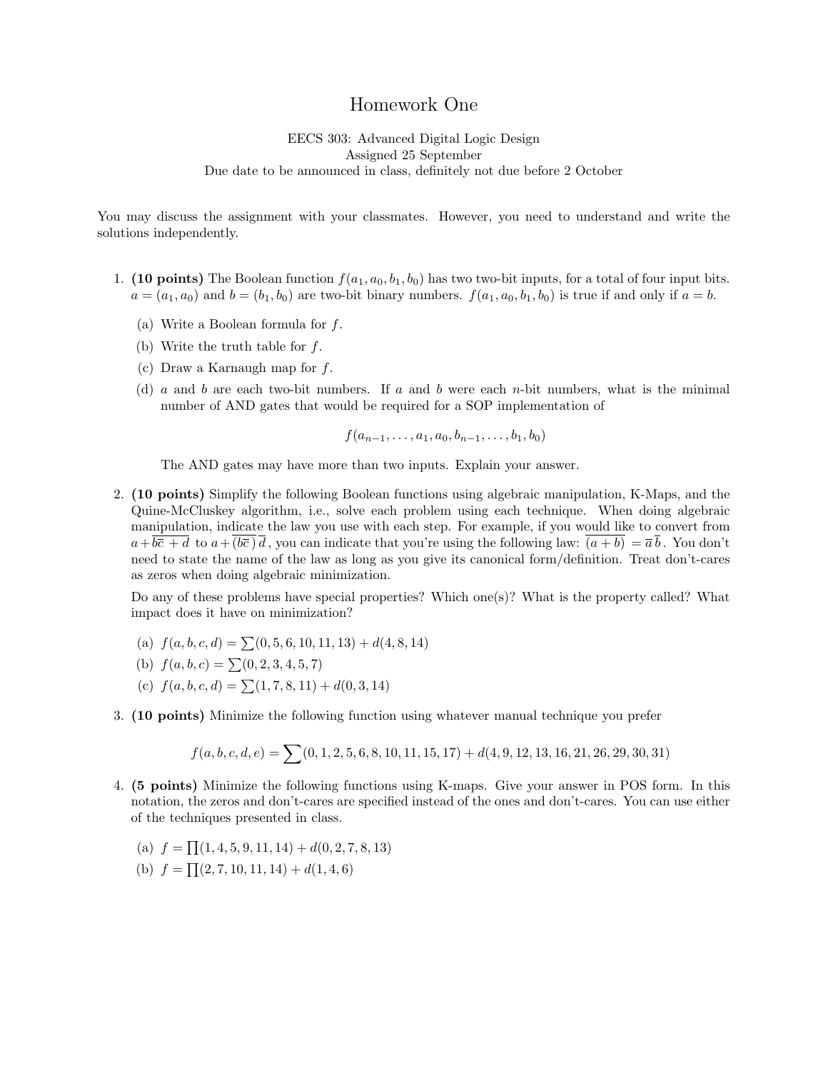# Homework One

EECS 303: Advanced Digital Logic Design
Assigned 25 September
Due date to be announced in class, definitely not due before 2 October

You may discuss the assignment with your classmates. However, you need to understand and write the solutions independently.

1. **(10 points)** The Boolean function $f(a_1, a_0, b_1, b_0)$ has two two-bit inputs, for a total of four input bits. $a = (a_1, a_0)$ and $b = (b_1, b_0)$ are two-bit binary numbers. $f(a_1, a_0, b_1, b_0)$ is true if and only if $a = b$.

   (a) Write a Boolean formula for $f$.

   (b) Write the truth table for $f$.

   (c) Draw a Karnaugh map for $f$.

   (d) $a$ and $b$ are each two-bit numbers. If $a$ and $b$ were each $n$-bit numbers, what is the minimal number of AND gates that would be required for a SOP implementation of

   $$f(a_{n-1}, \ldots, a_1, a_0, b_{n-1}, \ldots, b_1, b_0)$$

   The AND gates may have more than two inputs. Explain your answer.

2. **(10 points)** Simplify the following Boolean functions using algebraic manipulation, K-Maps, and the Quine-McCluskey algorithm, i.e., solve each problem using each technique. When doing algebraic manipulation, indicate the law you use with each step. For example, if you would like to convert from $a + \overline{b\overline{c} + d}$ to $a + \overline{(b\overline{c})}\,\overline{d}$, you can indicate that you're using the following law: $\overline{(a+b)} = \overline{a}\,\overline{b}$. You don't need to state the name of the law as long as you give its canonical form/definition. Treat don't-cares as zeros when doing algebraic minimization.

   Do any of these problems have special properties? Which one(s)? What is the property called? What impact does it have on minimization?

   (a) $f(a, b, c, d) = \sum(0, 5, 6, 10, 11, 13) + d(4, 8, 14)$

   (b) $f(a, b, c) = \sum(0, 2, 3, 4, 5, 7)$

   (c) $f(a, b, c, d) = \sum(1, 7, 8, 11) + d(0, 3, 14)$

3. **(10 points)** Minimize the following function using whatever manual technique you prefer

   $$f(a, b, c, d, e) = \sum(0, 1, 2, 5, 6, 8, 10, 11, 15, 17) + d(4, 9, 12, 13, 16, 21, 26, 29, 30, 31)$$

4. **(5 points)** Minimize the following functions using K-maps. Give your answer in POS form. In this notation, the zeros and don't-cares are specified instead of the ones and don't-cares. You can use either of the techniques presented in class.

   (a) $f = \prod(1, 4, 5, 9, 11, 14) + d(0, 2, 7, 8, 13)$

   (b) $f = \prod(2, 7, 10, 11, 14) + d(1, 4, 6)$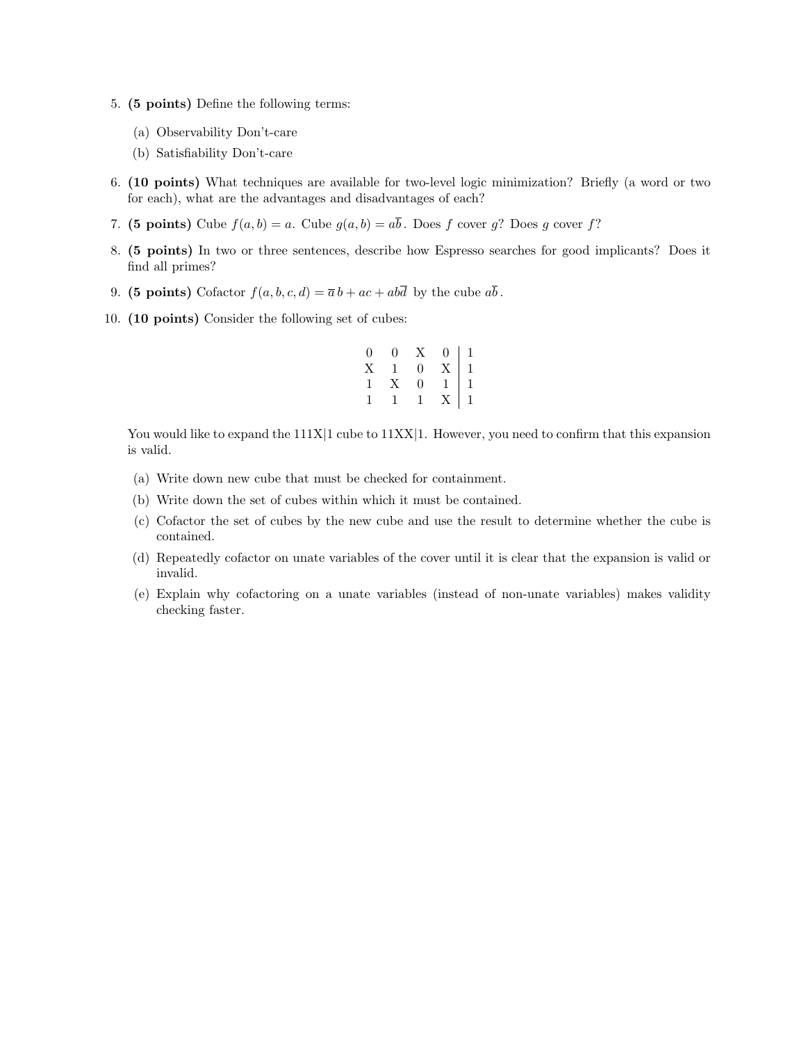5. **(5 points)** Define the following terms:

   (a) Observability Don't-care

   (b) Satisfiability Don't-care

6. **(10 points)** What techniques are available for two-level logic minimization? Briefly (a word or two for each), what are the advantages and disadvantages of each?

7. **(5 points)** Cube $f(a, b) = a$. Cube $g(a, b) = a\overline{b}$. Does $f$ cover $g$? Does $g$ cover $f$?

8. **(5 points)** In two or three sentences, describe how Espresso searches for good implicants? Does it find all primes?

9. **(5 points)** Cofactor $f(a, b, c, d) = \overline{a}\,b + ac + ab\overline{d}$ by the cube $a\overline{b}$.

10. **(10 points)** Consider the following set of cubes:

| | | | | |
|---|---|---|---|---|
| 0 | 0 | X | 0 | 1 |
| X | 1 | 0 | X | 1 |
| 1 | X | 0 | 1 | 1 |
| 1 | 1 | 1 | X | 1 |

You would like to expand the 111X|1 cube to 11XX|1. However, you need to confirm that this expansion is valid.

   (a) Write down new cube that must be checked for containment.

   (b) Write down the set of cubes within which it must be contained.

   (c) Cofactor the set of cubes by the new cube and use the result to determine whether the cube is contained.

   (d) Repeatedly cofactor on unate variables of the cover until it is clear that the expansion is valid or invalid.

   (e) Explain why cofactoring on a unate variables (instead of non-unate variables) makes validity checking faster.